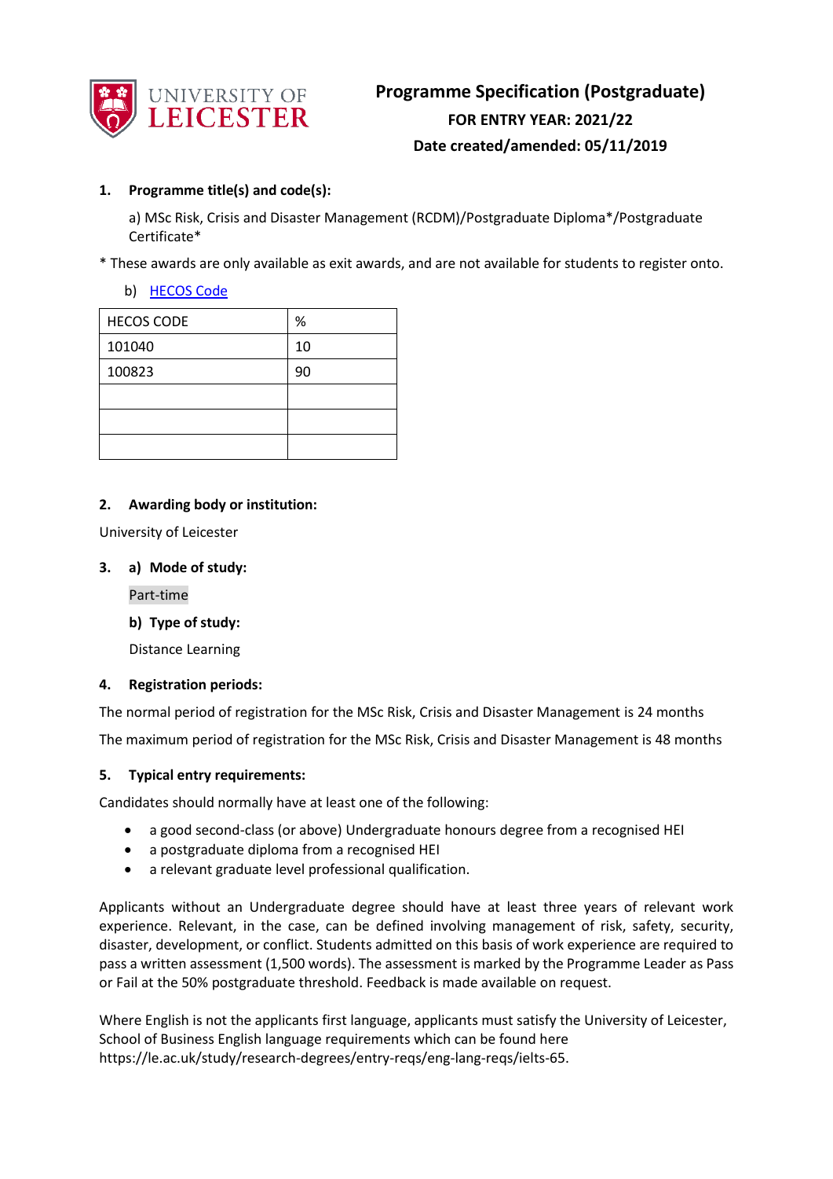# Programme Specification (Postgraduate)

**FOR ENTRY YEAR: 2021/22**

**Date created/amended: 05/11/2019**

## 1. Programme title(s) and code(s):

a) MSc Risk, Crisis and Disaster Management (RCDM)/Postgraduate Diploma*/Postgraduate Certificate*

* These awards are only available as exit awards, and are not available for students to register onto.

b) HECOS Code

| HECOS CODE | % |
|---|---|
| 101040 | 10 |
| 100823 | 90 |
| | |
| | |
| | |

## 2. Awarding body or institution:

University of Leicester

## 3. a) Mode of study:

Part-time

**b) Type of study:**

Distance Learning

## 4. Registration periods:

The normal period of registration for the MSc Risk, Crisis and Disaster Management is 24 months

The maximum period of registration for the MSc Risk, Crisis and Disaster Management is 48 months

## 5. Typical entry requirements:

Candidates should normally have at least one of the following:

- a good second-class (or above) Undergraduate honours degree from a recognised HEI
- a postgraduate diploma from a recognised HEI
- a relevant graduate level professional qualification.

Applicants without an Undergraduate degree should have at least three years of relevant work experience. Relevant, in the case, can be defined involving management of risk, safety, security, disaster, development, or conflict. Students admitted on this basis of work experience are required to pass a written assessment (1,500 words). The assessment is marked by the Programme Leader as Pass or Fail at the 50% postgraduate threshold. Feedback is made available on request.

Where English is not the applicants first language, applicants must satisfy the University of Leicester, School of Business English language requirements which can be found here https://le.ac.uk/study/research-degrees/entry-reqs/eng-lang-reqs/ielts-65.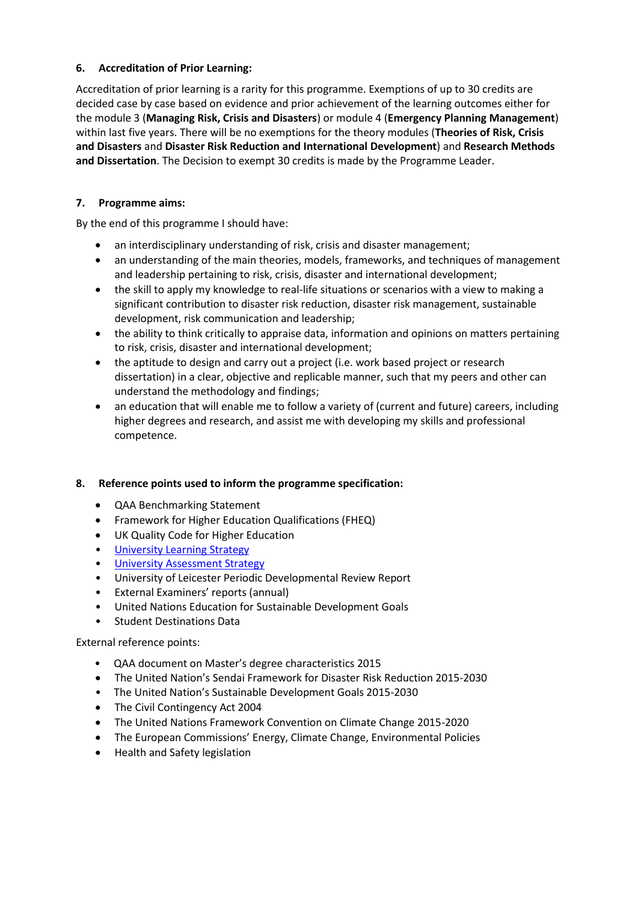## 6. Accreditation of Prior Learning:

Accreditation of prior learning is a rarity for this programme. Exemptions of up to 30 credits are decided case by case based on evidence and prior achievement of the learning outcomes either for the module 3 (**Managing Risk, Crisis and Disasters**) or module 4 (**Emergency Planning Management**) within last five years. There will be no exemptions for the theory modules (**Theories of Risk, Crisis and Disasters** and **Disaster Risk Reduction and International Development**) and **Research Methods and Dissertation**. The Decision to exempt 30 credits is made by the Programme Leader.

## 7. Programme aims:

By the end of this programme I should have:

- an interdisciplinary understanding of risk, crisis and disaster management;
- an understanding of the main theories, models, frameworks, and techniques of management and leadership pertaining to risk, crisis, disaster and international development;
- the skill to apply my knowledge to real-life situations or scenarios with a view to making a significant contribution to disaster risk reduction, disaster risk management, sustainable development, risk communication and leadership;
- the ability to think critically to appraise data, information and opinions on matters pertaining to risk, crisis, disaster and international development;
- the aptitude to design and carry out a project (i.e. work based project or research dissertation) in a clear, objective and replicable manner, such that my peers and other can understand the methodology and findings;
- an education that will enable me to follow a variety of (current and future) careers, including higher degrees and research, and assist me with developing my skills and professional competence.

## 8. Reference points used to inform the programme specification:

- QAA Benchmarking Statement
- Framework for Higher Education Qualifications (FHEQ)
- UK Quality Code for Higher Education
- University Learning Strategy
- University Assessment Strategy
- University of Leicester Periodic Developmental Review Report
- External Examiners' reports (annual)
- United Nations Education for Sustainable Development Goals
- Student Destinations Data

External reference points:

- QAA document on Master's degree characteristics 2015
- The United Nation's Sendai Framework for Disaster Risk Reduction 2015-2030
- The United Nation's Sustainable Development Goals 2015-2030
- The Civil Contingency Act 2004
- The United Nations Framework Convention on Climate Change 2015-2020
- The European Commissions' Energy, Climate Change, Environmental Policies
- Health and Safety legislation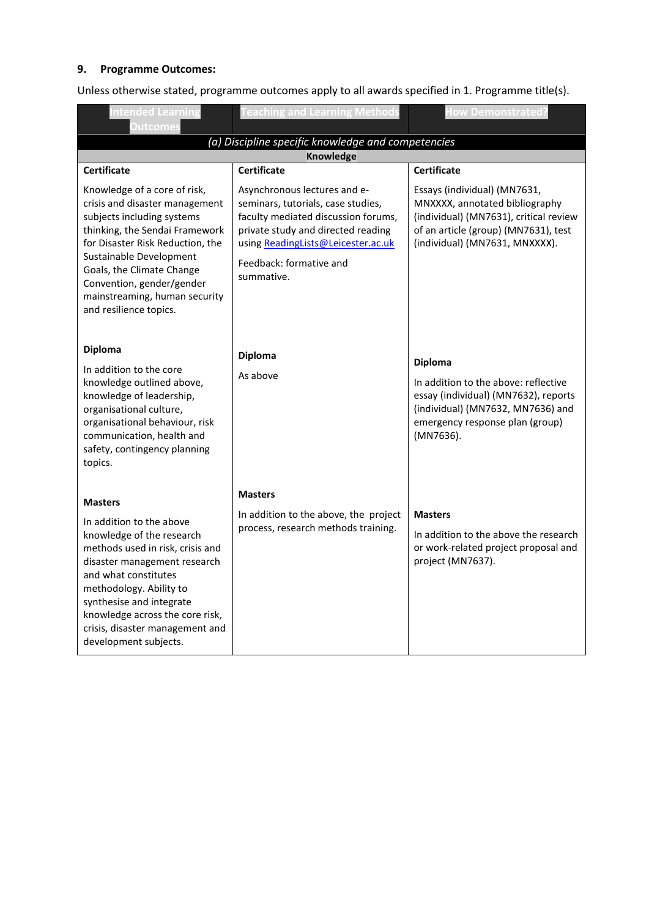### 9. Programme Outcomes:

Unless otherwise stated, programme outcomes apply to all awards specified in 1. Programme title(s).

| Intended Learning Outcomes | Teaching and Learning Methods | How Demonstrated? |
|---|---|---|
| *(a) Discipline specific knowledge and competencies* | | |
| **Knowledge** | | |
| **Certificate**<br><br>Knowledge of a core of risk, crisis and disaster management subjects including systems thinking, the Sendai Framework for Disaster Risk Reduction, the Sustainable Development Goals, the Climate Change Convention, gender/gender mainstreaming, human security and resilience topics. | **Certificate**<br><br>Asynchronous lectures and e-seminars, tutorials, case studies, faculty mediated discussion forums, private study and directed reading using ReadingLists@Leicester.ac.uk<br><br>Feedback: formative and summative. | **Certificate**<br><br>Essays (individual) (MN7631, MNXXXX, annotated bibliography (individual) (MN7631), critical review of an article (group) (MN7631), test (individual) (MN7631, MNXXXX). |
| **Diploma**<br><br>In addition to the core knowledge outlined above, knowledge of leadership, organisational culture, organisational behaviour, risk communication, health and safety, contingency planning topics. | **Diploma**<br><br>As above | **Diploma**<br><br>In addition to the above: reflective essay (individual) (MN7632), reports (individual) (MN7632, MN7636) and emergency response plan (group) (MN7636). |
| **Masters**<br><br>In addition to the above knowledge of the research methods used in risk, crisis and disaster management research and what constitutes methodology. Ability to synthesise and integrate knowledge across the core risk, crisis, disaster management and development subjects. | **Masters**<br><br>In addition to the above, the project process, research methods training. | **Masters**<br><br>In addition to the above the research or work-related project proposal and project (MN7637). |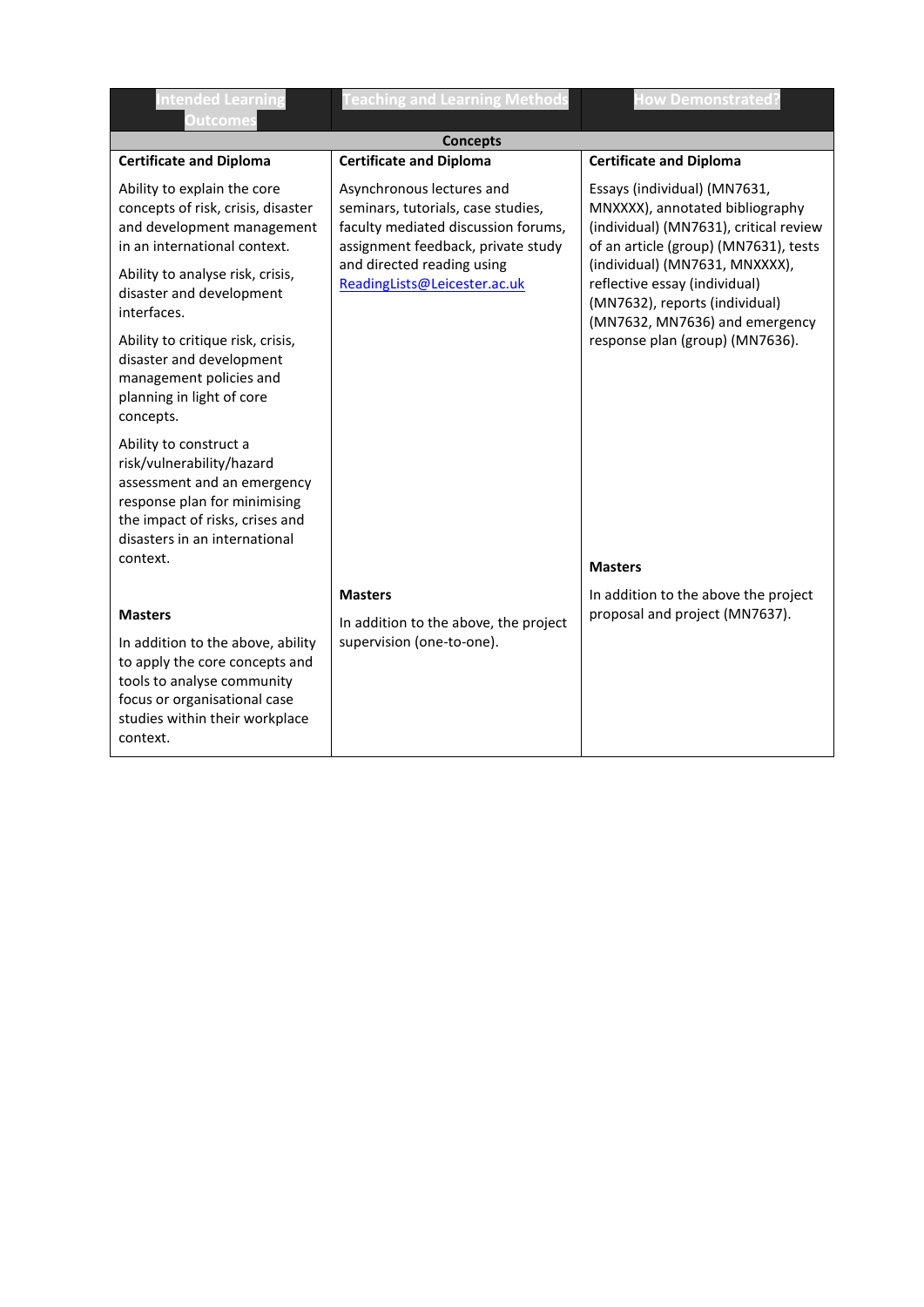| Intended Learning Outcomes | Teaching and Learning Methods | How Demonstrated? |
|---|---|---|
| **Concepts** | | |
| **Certificate and Diploma**<br><br>Ability to explain the core concepts of risk, crisis, disaster and development management in an international context.<br><br>Ability to analyse risk, crisis, disaster and development interfaces.<br><br>Ability to critique risk, crisis, disaster and development management policies and planning in light of core concepts.<br><br>Ability to construct a risk/vulnerability/hazard assessment and an emergency response plan for minimising the impact of risks, crises and disasters in an international context. | **Certificate and Diploma**<br><br>Asynchronous lectures and seminars, tutorials, case studies, faculty mediated discussion forums, assignment feedback, private study and directed reading using ReadingLists@Leicester.ac.uk | **Certificate and Diploma**<br><br>Essays (individual) (MN7631, MNXXXX), annotated bibliography (individual) (MN7631), critical review of an article (group) (MN7631), tests (individual) (MN7631, MNXXXX), reflective essay (individual) (MN7632), reports (individual) (MN7632, MN7636) and emergency response plan (group) (MN7636). |
| **Masters**<br><br>In addition to the above, ability to apply the core concepts and tools to analyse community focus or organisational case studies within their workplace context. | **Masters**<br><br>In addition to the above, the project supervision (one-to-one). | **Masters**<br><br>In addition to the above the project proposal and project (MN7637). |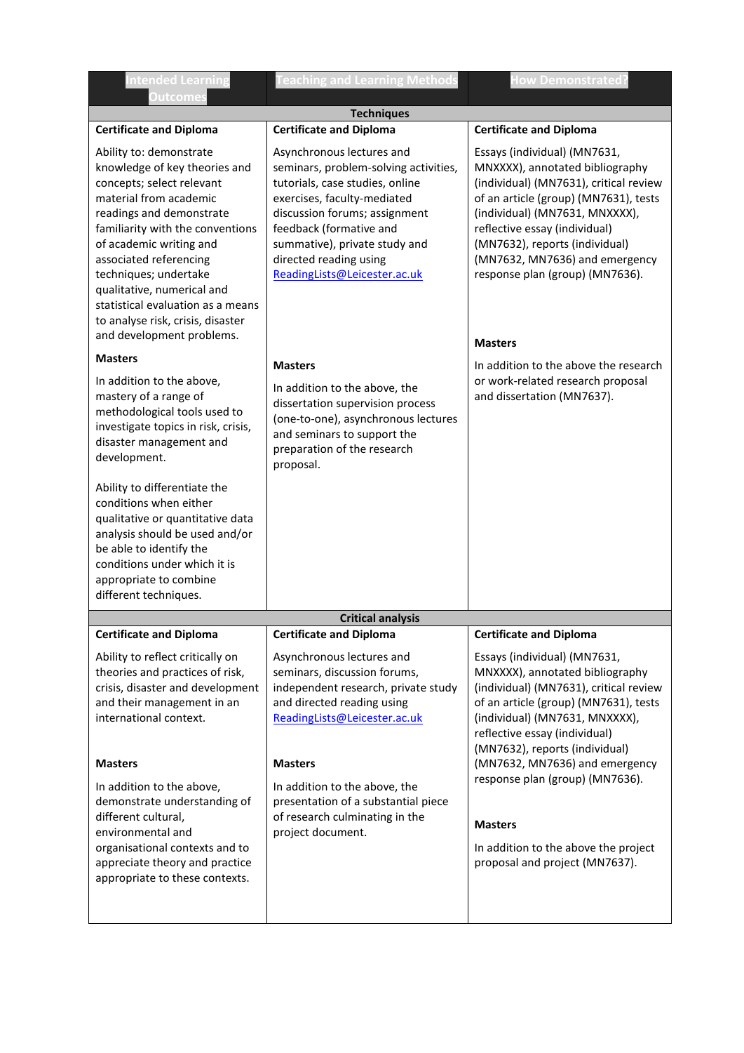| Intended Learning Outcomes | Teaching and Learning Methods | How Demonstrated? |
|---|---|---|
| **Techniques** | | |
| **Certificate and Diploma**<br><br>Ability to: demonstrate knowledge of key theories and concepts; select relevant material from academic readings and demonstrate familiarity with the conventions of academic writing and associated referencing techniques; undertake qualitative, numerical and statistical evaluation as a means to analyse risk, crisis, disaster and development problems. | **Certificate and Diploma**<br><br>Asynchronous lectures and seminars, problem-solving activities, tutorials, case studies, online exercises, faculty-mediated discussion forums; assignment feedback (formative and summative), private study and directed reading using ReadingLists@Leicester.ac.uk | **Certificate and Diploma**<br><br>Essays (individual) (MN7631, MNXXXX), annotated bibliography (individual) (MN7631), critical review of an article (group) (MN7631), tests (individual) (MN7631, MNXXXX), reflective essay (individual) (MN7632), reports (individual) (MN7632, MN7636) and emergency response plan (group) (MN7636). |
| **Masters**<br><br>In addition to the above, mastery of a range of methodological tools used to investigate topics in risk, crisis, disaster management and development.<br><br>Ability to differentiate the conditions when either qualitative or quantitative data analysis should be used and/or be able to identify the conditions under which it is appropriate to combine different techniques. | **Masters**<br><br>In addition to the above, the dissertation supervision process (one-to-one), asynchronous lectures and seminars to support the preparation of the research proposal. | **Masters**<br><br>In addition to the above the research or work-related research proposal and dissertation (MN7637). |
| **Critical analysis** | | |
| **Certificate and Diploma**<br><br>Ability to reflect critically on theories and practices of risk, crisis, disaster and development and their management in an international context. | **Certificate and Diploma**<br><br>Asynchronous lectures and seminars, discussion forums, independent research, private study and directed reading using ReadingLists@Leicester.ac.uk | **Certificate and Diploma**<br><br>Essays (individual) (MN7631, MNXXXX), annotated bibliography (individual) (MN7631), critical review of an article (group) (MN7631), tests (individual) (MN7631, MNXXXX), reflective essay (individual) (MN7632), reports (individual) (MN7632, MN7636) and emergency response plan (group) (MN7636). |
| **Masters**<br><br>In addition to the above, demonstrate understanding of different cultural, environmental and organisational contexts and to appreciate theory and practice appropriate to these contexts. | **Masters**<br><br>In addition to the above, the presentation of a substantial piece of research culminating in the project document. | **Masters**<br><br>In addition to the above the project proposal and project (MN7637). |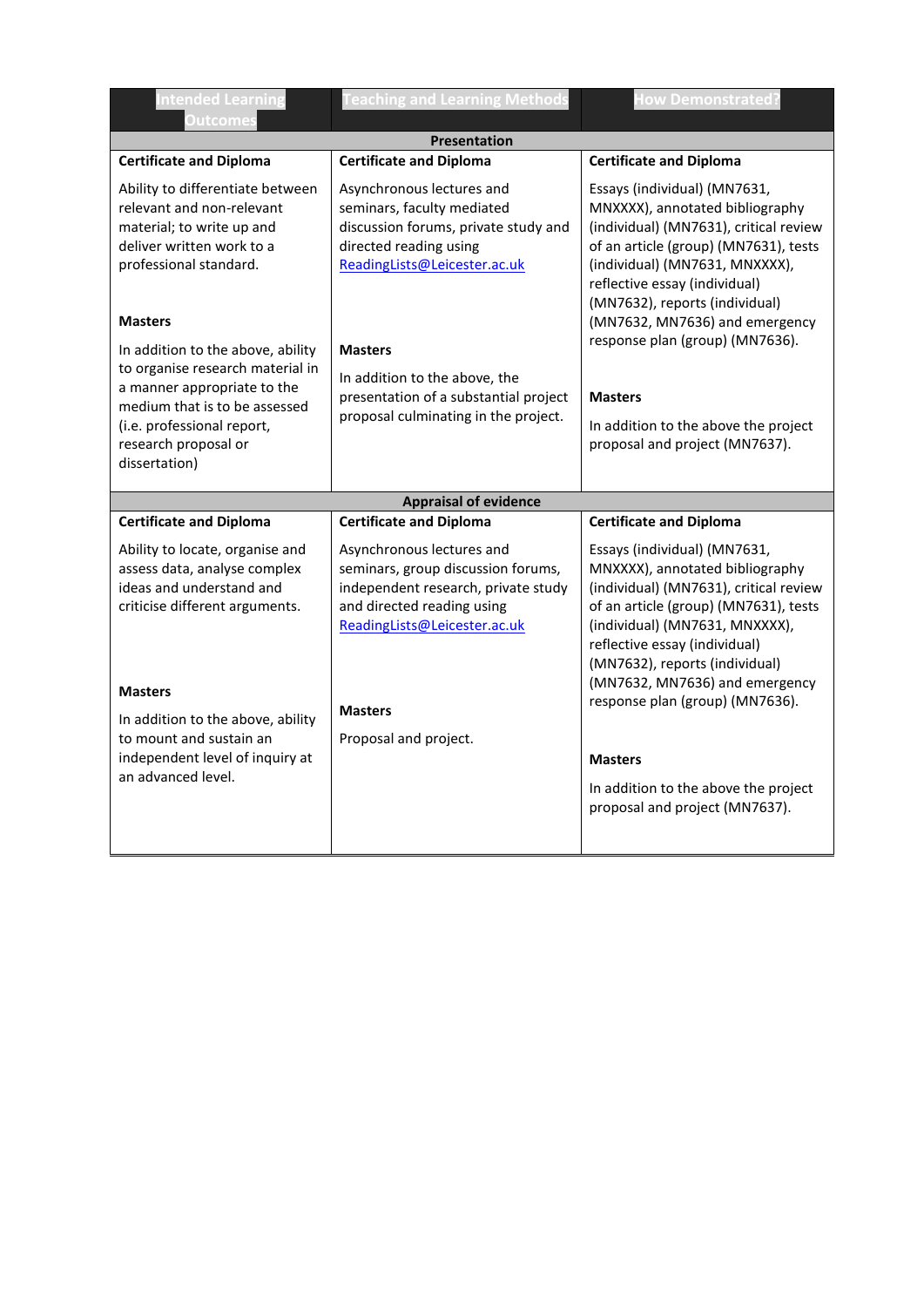| Intended Learning Outcomes | Teaching and Learning Methods | How Demonstrated? |
|---|---|---|
| **Presentation** | | |
| **Certificate and Diploma**<br><br>Ability to differentiate between relevant and non-relevant material; to write up and deliver written work to a professional standard.<br><br>**Masters**<br><br>In addition to the above, ability to organise research material in a manner appropriate to the medium that is to be assessed (i.e. professional report, research proposal or dissertation) | **Certificate and Diploma**<br><br>Asynchronous lectures and seminars, faculty mediated discussion forums, private study and directed reading using ReadingLists@Leicester.ac.uk<br><br>**Masters**<br><br>In addition to the above, the presentation of a substantial project proposal culminating in the project. | **Certificate and Diploma**<br><br>Essays (individual) (MN7631, MNXXXX), annotated bibliography (individual) (MN7631), critical review of an article (group) (MN7631), tests (individual) (MN7631, MNXXXX), reflective essay (individual) (MN7632), reports (individual) (MN7632, MN7636) and emergency response plan (group) (MN7636).<br><br>**Masters**<br><br>In addition to the above the project proposal and project (MN7637). |
| **Appraisal of evidence** | | |
| **Certificate and Diploma**<br><br>Ability to locate, organise and assess data, analyse complex ideas and understand and criticise different arguments.<br><br>**Masters**<br><br>In addition to the above, ability to mount and sustain an independent level of inquiry at an advanced level. | **Certificate and Diploma**<br><br>Asynchronous lectures and seminars, group discussion forums, independent research, private study and directed reading using ReadingLists@Leicester.ac.uk<br><br>**Masters**<br><br>Proposal and project. | **Certificate and Diploma**<br><br>Essays (individual) (MN7631, MNXXXX), annotated bibliography (individual) (MN7631), critical review of an article (group) (MN7631), tests (individual) (MN7631, MNXXXX), reflective essay (individual) (MN7632), reports (individual) (MN7632, MN7636) and emergency response plan (group) (MN7636).<br><br>**Masters**<br><br>In addition to the above the project proposal and project (MN7637). |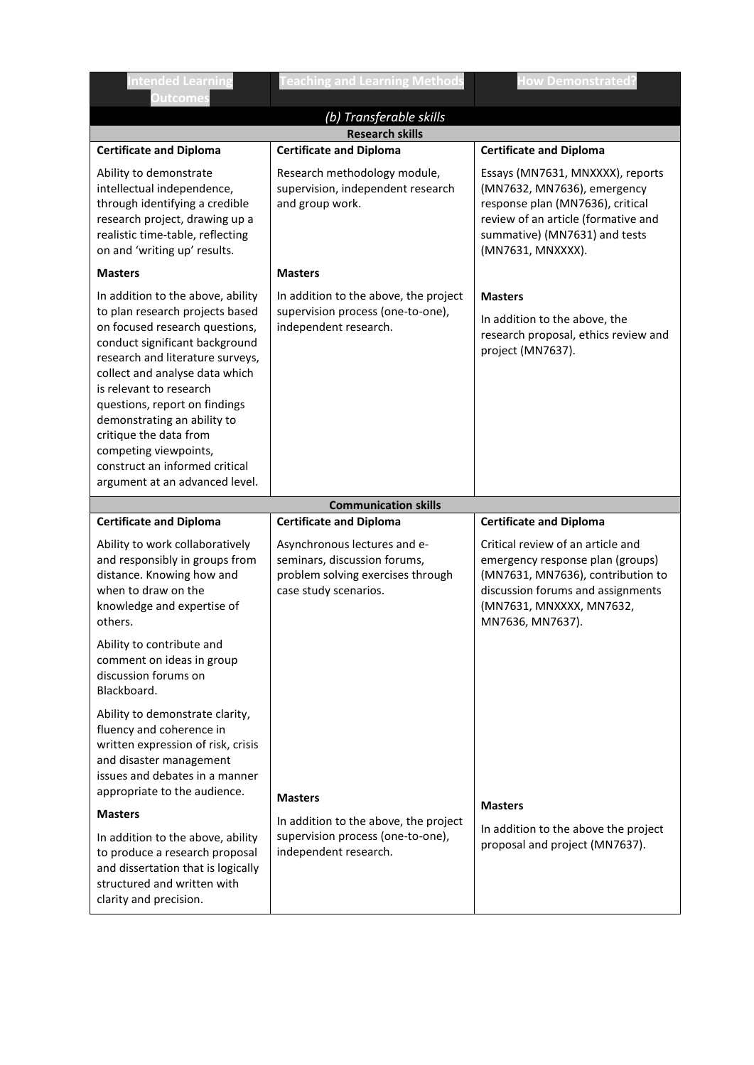| Intended Learning Outcomes | Teaching and Learning Methods | How Demonstrated? |
|---|---|---|
| *(b) Transferable skills* | | |
| **Research skills** | | |
| **Certificate and Diploma** | **Certificate and Diploma** | **Certificate and Diploma** |
| Ability to demonstrate intellectual independence, through identifying a credible research project, drawing up a realistic time-table, reflecting on and 'writing up' results. | Research methodology module, supervision, independent research and group work. | Essays (MN7631, MNXXXX), reports (MN7632, MN7636), emergency response plan (MN7636), critical review of an article (formative and summative) (MN7631) and tests (MN7631, MNXXXX). |
| **Masters** | **Masters** | **Masters** |
| In addition to the above, ability to plan research projects based on focused research questions, conduct significant background research and literature surveys, collect and analyse data which is relevant to research questions, report on findings demonstrating an ability to critique the data from competing viewpoints, construct an informed critical argument at an advanced level. | In addition to the above, the project supervision process (one-to-one), independent research. | In addition to the above, the research proposal, ethics review and project (MN7637). |
| **Communication skills** | | |
| **Certificate and Diploma** | **Certificate and Diploma** | **Certificate and Diploma** |
| Ability to work collaboratively and responsibly in groups from distance. Knowing how and when to draw on the knowledge and expertise of others.<br><br>Ability to contribute and comment on ideas in group discussion forums on Blackboard.<br><br>Ability to demonstrate clarity, fluency and coherence in written expression of risk, crisis and disaster management issues and debates in a manner appropriate to the audience. | Asynchronous lectures and e-seminars, discussion forums, problem solving exercises through case study scenarios. | Critical review of an article and emergency response plan (groups) (MN7631, MN7636), contribution to discussion forums and assignments (MN7631, MNXXXX, MN7632, MN7636, MN7637). |
| **Masters** | **Masters** | **Masters** |
| In addition to the above, ability to produce a research proposal and dissertation that is logically structured and written with clarity and precision. | In addition to the above, the project supervision process (one-to-one), independent research. | In addition to the above the project proposal and project (MN7637). |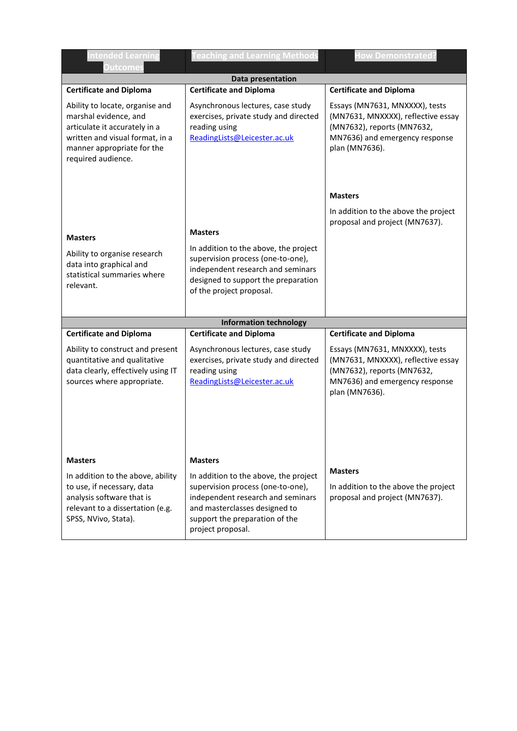| Intended Learning Outcomes | Teaching and Learning Methods | How Demonstrated? |
|---|---|---|
| **Data presentation** | | |
| **Certificate and Diploma** | **Certificate and Diploma** | **Certificate and Diploma** |
| Ability to locate, organise and marshal evidence, and articulate it accurately in a written and visual format, in a manner appropriate for the required audience. | Asynchronous lectures, case study exercises, private study and directed reading using ReadingLists@Leicester.ac.uk | Essays (MN7631, MNXXXX), tests (MN7631, MNXXXX), reflective essay (MN7632), reports (MN7632, MN7636) and emergency response plan (MN7636). |
| **Masters** | **Masters** | **Masters** |
| Ability to organise research data into graphical and statistical summaries where relevant. | In addition to the above, the project supervision process (one-to-one), independent research and seminars designed to support the preparation of the project proposal. | In addition to the above the project proposal and project (MN7637). |
| **Information technology** | | |
| **Certificate and Diploma** | **Certificate and Diploma** | **Certificate and Diploma** |
| Ability to construct and present quantitative and qualitative data clearly, effectively using IT sources where appropriate. | Asynchronous lectures, case study exercises, private study and directed reading using ReadingLists@Leicester.ac.uk | Essays (MN7631, MNXXXX), tests (MN7631, MNXXXX), reflective essay (MN7632), reports (MN7632, MN7636) and emergency response plan (MN7636). |
| **Masters** | **Masters** | **Masters** |
| In addition to the above, ability to use, if necessary, data analysis software that is relevant to a dissertation (e.g. SPSS, NVivo, Stata). | In addition to the above, the project supervision process (one-to-one), independent research and seminars and masterclasses designed to support the preparation of the project proposal. | In addition to the above the project proposal and project (MN7637). |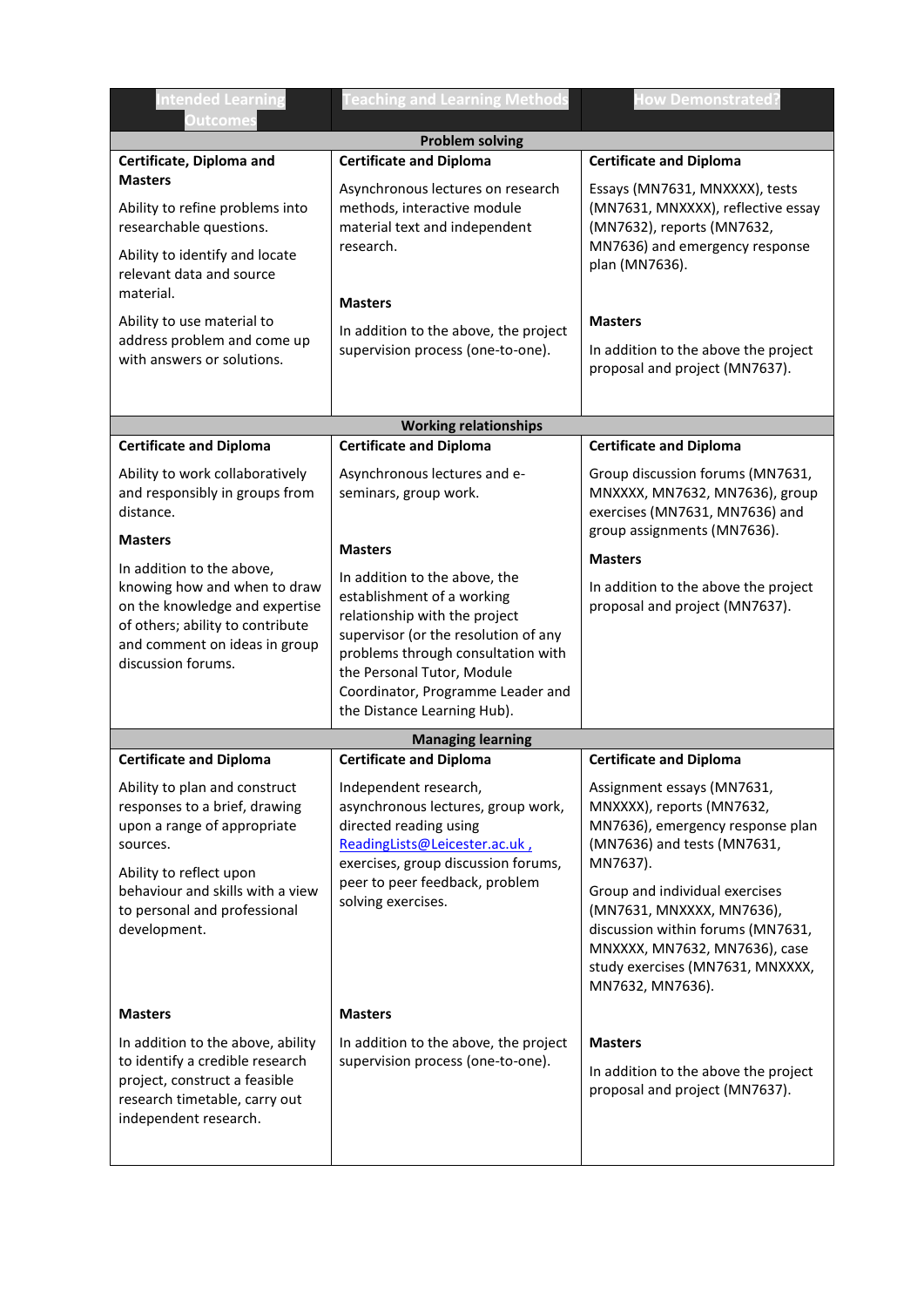| Intended Learning Outcomes | Teaching and Learning Methods | How Demonstrated? |
|---|---|---|
| **Problem solving** | | |
| **Certificate, Diploma and Masters**<br><br>Ability to refine problems into researchable questions.<br><br>Ability to identify and locate relevant data and source material.<br><br>Ability to use material to address problem and come up with answers or solutions. | **Certificate and Diploma**<br><br>Asynchronous lectures on research methods, interactive module material text and independent research.<br><br>**Masters**<br><br>In addition to the above, the project supervision process (one-to-one). | **Certificate and Diploma**<br><br>Essays (MN7631, MNXXXX), tests (MN7631, MNXXXX), reflective essay (MN7632), reports (MN7632, MN7636) and emergency response plan (MN7636).<br><br>**Masters**<br><br>In addition to the above the project proposal and project (MN7637). |
| **Working relationships** | | |
| **Certificate and Diploma**<br><br>Ability to work collaboratively and responsibly in groups from distance.<br><br>**Masters**<br><br>In addition to the above, knowing how and when to draw on the knowledge and expertise of others; ability to contribute and comment on ideas in group discussion forums. | **Certificate and Diploma**<br><br>Asynchronous lectures and e-seminars, group work.<br><br>**Masters**<br><br>In addition to the above, the establishment of a working relationship with the project supervisor (or the resolution of any problems through consultation with the Personal Tutor, Module Coordinator, Programme Leader and the Distance Learning Hub). | **Certificate and Diploma**<br><br>Group discussion forums (MN7631, MNXXXX, MN7632, MN7636), group exercises (MN7631, MN7636) and group assignments (MN7636).<br><br>**Masters**<br><br>In addition to the above the project proposal and project (MN7637). |
| **Managing learning** | | |
| **Certificate and Diploma**<br><br>Ability to plan and construct responses to a brief, drawing upon a range of appropriate sources.<br><br>Ability to reflect upon behaviour and skills with a view to personal and professional development.<br><br>**Masters**<br><br>In addition to the above, ability to identify a credible research project, construct a feasible research timetable, carry out independent research. | **Certificate and Diploma**<br><br>Independent research, asynchronous lectures, group work, directed reading using ReadingLists@Leicester.ac.uk , exercises, group discussion forums, peer to peer feedback, problem solving exercises.<br><br>**Masters**<br><br>In addition to the above, the project supervision process (one-to-one). | **Certificate and Diploma**<br><br>Assignment essays (MN7631, MNXXXX), reports (MN7632, MN7636), emergency response plan (MN7636) and tests (MN7631, MN7637).<br><br>Group and individual exercises (MN7631, MNXXXX, MN7636), discussion within forums (MN7631, MNXXXX, MN7632, MN7636), case study exercises (MN7631, MNXXXX, MN7632, MN7636).<br><br>**Masters**<br><br>In addition to the above the project proposal and project (MN7637). |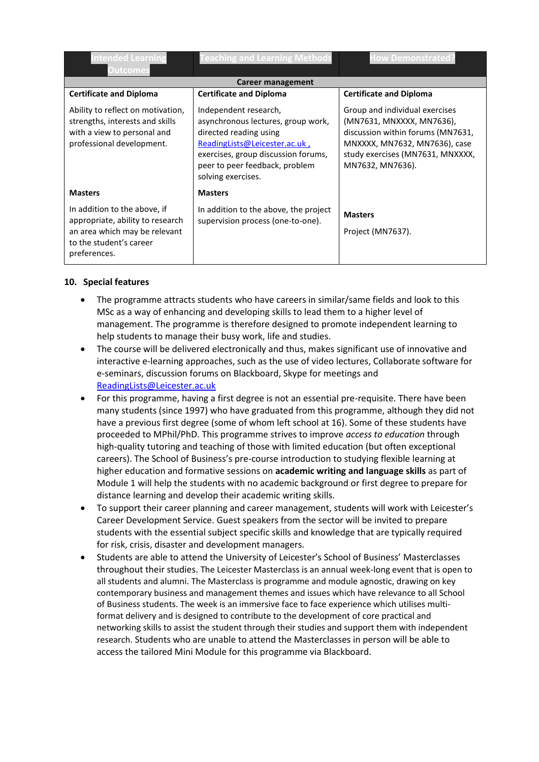| Intended Learning Outcomes | Teaching and Learning Methods | How Demonstrated? |
|---|---|---|
| **Career management** | | |
| **Certificate and Diploma** | **Certificate and Diploma** | **Certificate and Diploma** |
| Ability to reflect on motivation, strengths, interests and skills with a view to personal and professional development. | Independent research, asynchronous lectures, group work, directed reading using ReadingLists@Leicester.ac.uk , exercises, group discussion forums, peer to peer feedback, problem solving exercises. | Group and individual exercises (MN7631, MNXXXX, MN7636), discussion within forums (MN7631, MNXXXX, MN7632, MN7636), case study exercises (MN7631, MNXXXX, MN7632, MN7636). |
| **Masters** | **Masters** | |
| In addition to the above, if appropriate, ability to research an area which may be relevant to the student's career preferences. | In addition to the above, the project supervision process (one-to-one). | **Masters**<br><br>Project (MN7637). |

## 10. Special features

- The programme attracts students who have careers in similar/same fields and look to this MSc as a way of enhancing and developing skills to lead them to a higher level of management. The programme is therefore designed to promote independent learning to help students to manage their busy work, life and studies.
- The course will be delivered electronically and thus, makes significant use of innovative and interactive e-learning approaches, such as the use of video lectures, Collaborate software for e-seminars, discussion forums on Blackboard, Skype for meetings and ReadingLists@Leicester.ac.uk
- For this programme, having a first degree is not an essential pre-requisite. There have been many students (since 1997) who have graduated from this programme, although they did not have a previous first degree (some of whom left school at 16). Some of these students have proceeded to MPhil/PhD. This programme strives to improve *access to education* through high-quality tutoring and teaching of those with limited education (but often exceptional careers). The School of Business's pre-course introduction to studying flexible learning at higher education and formative sessions on **academic writing and language skills** as part of Module 1 will help the students with no academic background or first degree to prepare for distance learning and develop their academic writing skills.
- To support their career planning and career management, students will work with Leicester's Career Development Service. Guest speakers from the sector will be invited to prepare students with the essential subject specific skills and knowledge that are typically required for risk, crisis, disaster and development managers.
- Students are able to attend the University of Leicester's School of Business' Masterclasses throughout their studies. The Leicester Masterclass is an annual week-long event that is open to all students and alumni. The Masterclass is programme and module agnostic, drawing on key contemporary business and management themes and issues which have relevance to all School of Business students. The week is an immersive face to face experience which utilises multi-format delivery and is designed to contribute to the development of core practical and networking skills to assist the student through their studies and support them with independent research. Students who are unable to attend the Masterclasses in person will be able to access the tailored Mini Module for this programme via Blackboard.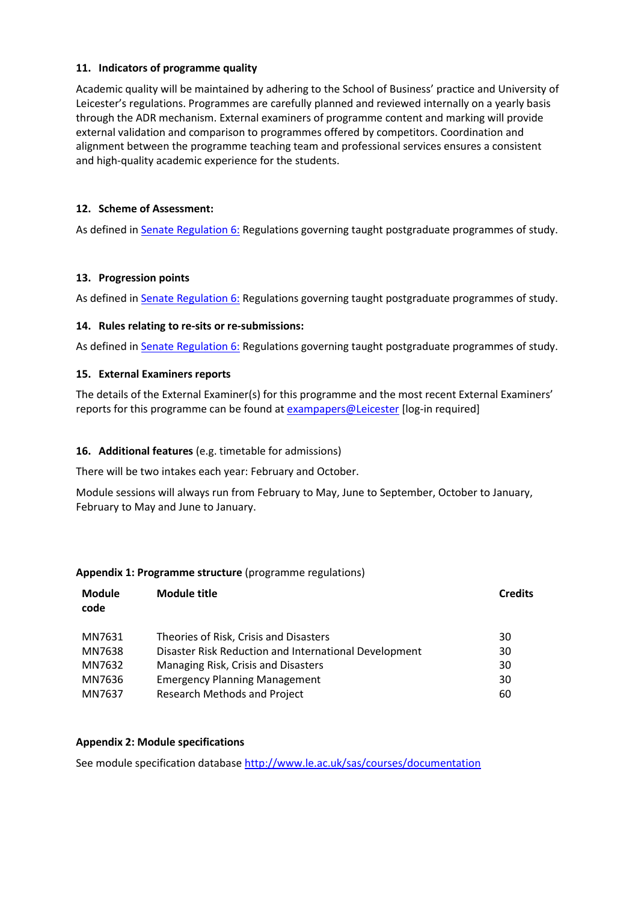### 11. Indicators of programme quality

Academic quality will be maintained by adhering to the School of Business' practice and University of Leicester's regulations. Programmes are carefully planned and reviewed internally on a yearly basis through the ADR mechanism. External examiners of programme content and marking will provide external validation and comparison to programmes offered by competitors. Coordination and alignment between the programme teaching team and professional services ensures a consistent and high-quality academic experience for the students.

### 12. Scheme of Assessment:

As defined in Senate Regulation 6: Regulations governing taught postgraduate programmes of study.

### 13. Progression points

As defined in Senate Regulation 6: Regulations governing taught postgraduate programmes of study.

### 14. Rules relating to re-sits or re-submissions:

As defined in Senate Regulation 6: Regulations governing taught postgraduate programmes of study.

### 15. External Examiners reports

The details of the External Examiner(s) for this programme and the most recent External Examiners' reports for this programme can be found at exampapers@Leicester [log-in required]

### 16. Additional features (e.g. timetable for admissions)

There will be two intakes each year: February and October.

Module sessions will always run from February to May, June to September, October to January, February to May and June to January.

**Appendix 1: Programme structure** (programme regulations)

| Module code | Module title | Credits |
|---|---|---|
| MN7631 | Theories of Risk, Crisis and Disasters | 30 |
| MN7638 | Disaster Risk Reduction and International Development | 30 |
| MN7632 | Managing Risk, Crisis and Disasters | 30 |
| MN7636 | Emergency Planning Management | 30 |
| MN7637 | Research Methods and Project | 60 |

**Appendix 2: Module specifications**

See module specification database http://www.le.ac.uk/sas/courses/documentation